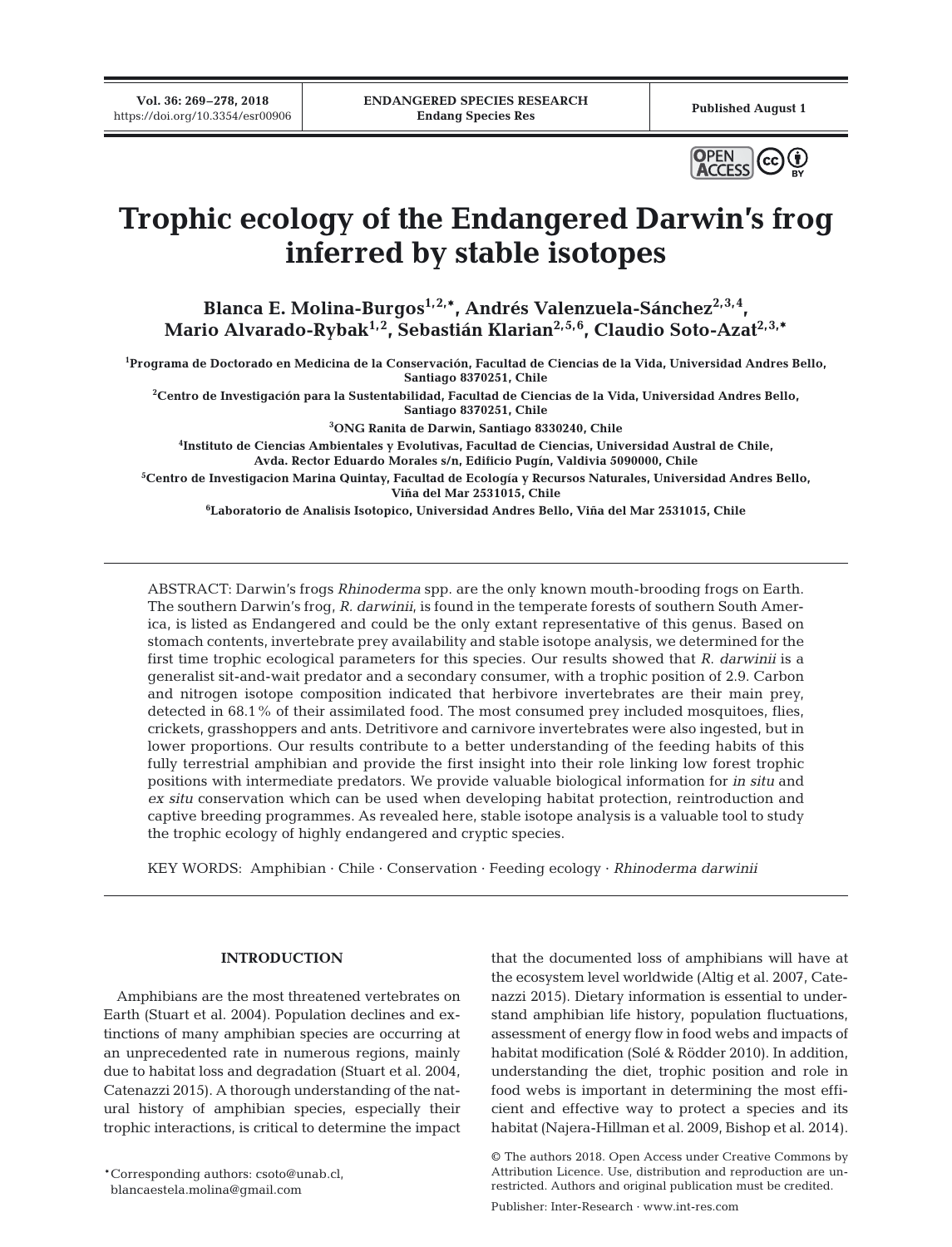# Trophic ecology of the Endangered Darwin's frog inferred by stable isotopes

**Blanca E. Molina-Burgos[1,2,*], Andrés Valenzuela-Sánchez[2,3,4], Mario Alvarado-Rybak[1,2], Sebastián Klarian[2,5,6], Claudio Soto-Azat[2,3,*]**

[1]Programa de Doctorado en Medicina de la Conservación, Facultad de Ciencias de la Vida, Universidad Andres Bello, Santiago 8370251, Chile

[2]Centro de Investigación para la Sustentabilidad, Facultad de Ciencias de la Vida, Universidad Andres Bello, Santiago 8370251, Chile

[3]ONG Ranita de Darwin, Santiago 8330240, Chile

[4]Instituto de Ciencias Ambientales y Evolutivas, Facultad de Ciencias, Universidad Austral de Chile, Avda. Rector Eduardo Morales s/n, Edificio Pugín, Valdivia 5090000, Chile

[5]Centro de Investigacion Marina Quintay, Facultad de Ecología y Recursos Naturales, Universidad Andres Bello, Viña del Mar 2531015, Chile

[6]Laboratorio de Analisis Isotopico, Universidad Andres Bello, Viña del Mar 2531015, Chile

ABSTRACT: Darwin's frogs *Rhinoderma* spp. are the only known mouth-brooding frogs on Earth. The southern Darwin's frog, *R. darwinii*, is found in the temperate forests of southern South America, is listed as Endangered and could be the only extant representative of this genus. Based on stomach contents, invertebrate prey availability and stable isotope analysis, we determined for the first time trophic ecological parameters for this species. Our results showed that *R. darwinii* is a generalist sit-and-wait predator and a secondary consumer, with a trophic position of 2.9. Carbon and nitrogen isotope composition indicated that herbivore invertebrates are their main prey, detected in 68.1% of their assimilated food. The most consumed prey included mosquitoes, flies, crickets, grasshoppers and ants. Detritivore and carnivore invertebrates were also ingested, but in lower proportions. Our results contribute to a better understanding of the feeding habits of this fully terrestrial amphibian and provide the first insight into their role linking low forest trophic positions with intermediate predators. We provide valuable biological information for *in situ* and *ex situ* conservation which can be used when developing habitat protection, reintroduction and captive breeding programmes. As revealed here, stable isotope analysis is a valuable tool to study the trophic ecology of highly endangered and cryptic species.

KEY WORDS: Amphibian · Chile · Conservation · Feeding ecology · *Rhinoderma darwinii*

## INTRODUCTION

Amphibians are the most threatened vertebrates on Earth (Stuart et al. 2004). Population declines and extinctions of many amphibian species are occurring at an unprecedented rate in numerous regions, mainly due to habitat loss and degradation (Stuart et al. 2004, Catenazzi 2015). A thorough understanding of the natural history of amphibian species, especially their trophic interactions, is critical to determine the impact that the documented loss of amphibians will have at the ecosystem level worldwide (Altig et al. 2007, Catenazzi 2015). Dietary information is essential to understand amphibian life history, population fluctuations, assessment of energy flow in food webs and impacts of habitat modification (Solé & Rödder 2010). In addition, understanding the diet, trophic position and role in food webs is important in determining the most efficient and effective way to protect a species and its habitat (Najera-Hillman et al. 2009, Bishop et al. 2014).

*Corresponding authors: csoto@unab.cl, blancaestela.molina@gmail.com

© The authors 2018. Open Access under Creative Commons by Attribution Licence. Use, distribution and reproduction are unrestricted. Authors and original publication must be credited.

Publisher: Inter-Research · www.int-res.com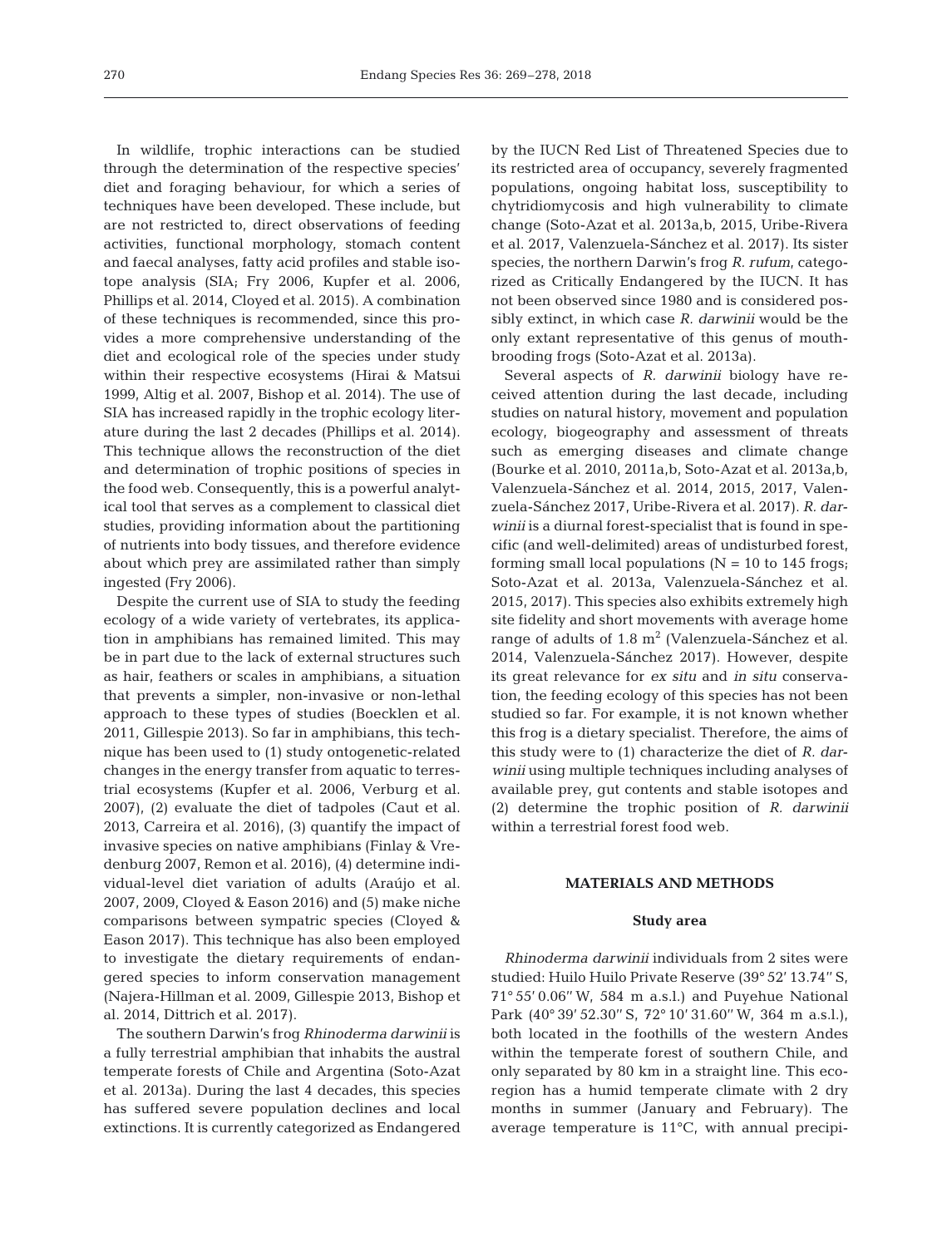In wildlife, trophic interactions can be studied through the determination of the respective species' diet and foraging behaviour, for which a series of techniques have been developed. These include, but are not restricted to, direct observations of feeding activities, functional morphology, stomach content and faecal analyses, fatty acid profiles and stable isotope analysis (SIA; Fry 2006, Kupfer et al. 2006, Phillips et al. 2014, Cloyed et al. 2015). A combination of these techniques is recommended, since this provides a more comprehensive understanding of the diet and ecological role of the species under study within their respective ecosystems (Hirai & Matsui 1999, Altig et al. 2007, Bishop et al. 2014). The use of SIA has increased rapidly in the trophic ecology literature during the last 2 decades (Phillips et al. 2014). This technique allows the reconstruction of the diet and determination of trophic positions of species in the food web. Consequently, this is a powerful analytical tool that serves as a complement to classical diet studies, providing information about the partitioning of nutrients into body tissues, and therefore evidence about which prey are assimilated rather than simply ingested (Fry 2006).

Despite the current use of SIA to study the feeding ecology of a wide variety of vertebrates, its application in amphibians has remained limited. This may be in part due to the lack of external structures such as hair, feathers or scales in amphibians, a situation that prevents a simpler, non-invasive or non-lethal approach to these types of studies (Boecklen et al. 2011, Gillespie 2013). So far in amphibians, this technique has been used to (1) study ontogenetic-related changes in the energy transfer from aquatic to terrestrial ecosystems (Kupfer et al. 2006, Verburg et al. 2007), (2) evaluate the diet of tadpoles (Caut et al. 2013, Carreira et al. 2016), (3) quantify the impact of invasive species on native amphibians (Finlay & Vredenburg 2007, Remon et al. 2016), (4) determine individual-level diet variation of adults (Araújo et al. 2007, 2009, Cloyed & Eason 2016) and (5) make niche comparisons between sympatric species (Cloyed & Eason 2017). This technique has also been employed to investigate the dietary requirements of endangered species to inform conservation management (Najera-Hillman et al. 2009, Gillespie 2013, Bishop et al. 2014, Dittrich et al. 2017).

The southern Darwin's frog *Rhinoderma darwinii* is a fully terrestrial amphibian that inhabits the austral temperate forests of Chile and Argentina (Soto-Azat et al. 2013a). During the last 4 decades, this species has suffered severe population declines and local extinctions. It is currently categorized as Endangered by the IUCN Red List of Threatened Species due to its restricted area of occupancy, severely fragmented populations, ongoing habitat loss, susceptibility to chytridiomycosis and high vulnerability to climate change (Soto-Azat et al. 2013a,b, 2015, Uribe-Rivera et al. 2017, Valenzuela-Sánchez et al. 2017). Its sister species, the northern Darwin's frog *R. rufum*, categorized as Critically Endangered by the IUCN. It has not been observed since 1980 and is considered possibly extinct, in which case *R. darwinii* would be the only extant representative of this genus of mouth-brooding frogs (Soto-Azat et al. 2013a).

Several aspects of *R. darwinii* biology have received attention during the last decade, including studies on natural history, movement and population ecology, biogeography and assessment of threats such as emerging diseases and climate change (Bourke et al. 2010, 2011a,b, Soto-Azat et al. 2013a,b, Valenzuela-Sánchez et al. 2014, 2015, 2017, Valenzuela-Sánchez 2017, Uribe-Rivera et al. 2017). *R. darwinii* is a diurnal forest-specialist that is found in specific (and well-delimited) areas of undisturbed forest, forming small local populations (N = 10 to 145 frogs; Soto-Azat et al. 2013a, Valenzuela-Sánchez et al. 2015, 2017). This species also exhibits extremely high site fidelity and short movements with average home range of adults of 1.8 $m^2$ (Valenzuela-Sánchez et al. 2014, Valenzuela-Sánchez 2017). However, despite its great relevance for *ex situ* and *in situ* conservation, the feeding ecology of this species has not been studied so far. For example, it is not known whether this frog is a dietary specialist. Therefore, the aims of this study were to (1) characterize the diet of *R. darwinii* using multiple techniques including analyses of available prey, gut contents and stable isotopes and (2) determine the trophic position of *R. darwinii* within a terrestrial forest food web.

## MATERIALS AND METHODS

### Study area

*Rhinoderma darwinii* individuals from 2 sites were studied: Huilo Huilo Private Reserve (39° 52′ 13.74″ S, 71° 55′ 0.06″ W, 584 m a.s.l.) and Puyehue National Park (40° 39′ 52.30″ S, 72° 10′ 31.60″ W, 364 m a.s.l.), both located in the foothills of the western Andes within the temperate forest of southern Chile, and only separated by 80 km in a straight line. This ecoregion has a humid temperate climate with 2 dry months in summer (January and February). The average temperature is 11°C, with annual precipi-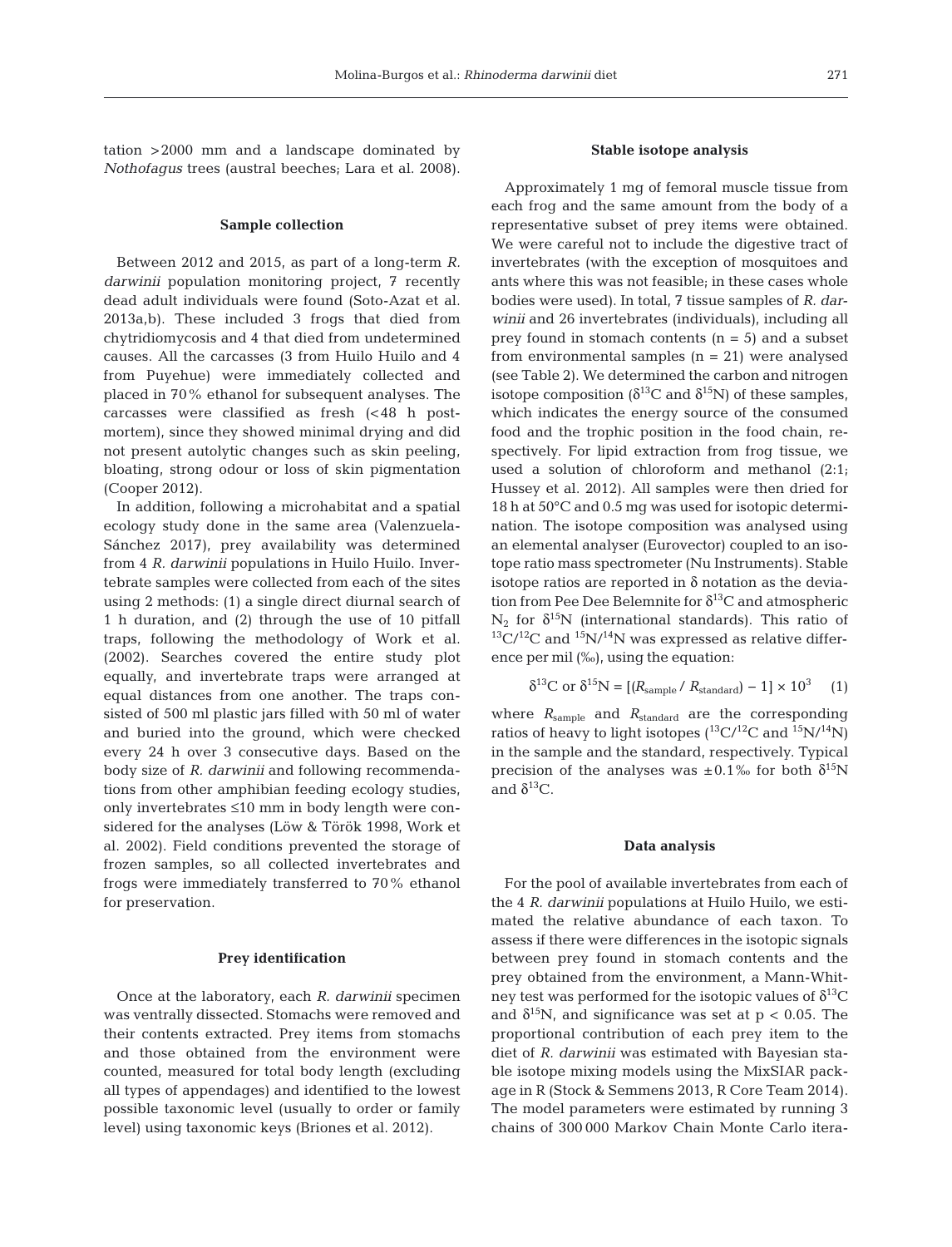tation >2000 mm and a landscape dominated by *Nothofagus* trees (austral beeches; Lara et al. 2008).

### Sample collection

Between 2012 and 2015, as part of a long-term *R. darwinii* population monitoring project, 7 recently dead adult individuals were found (Soto-Azat et al. 2013a,b). These included 3 frogs that died from chytridiomycosis and 4 that died from undetermined causes. All the carcasses (3 from Huilo Huilo and 4 from Puyehue) were immediately collected and placed in 70% ethanol for subsequent analyses. The carcasses were classified as fresh (<48 h post-mortem), since they showed minimal drying and did not present autolytic changes such as skin peeling, bloating, strong odour or loss of skin pigmentation (Cooper 2012).

In addition, following a microhabitat and a spatial ecology study done in the same area (Valenzuela-Sánchez 2017), prey availability was determined from 4 *R. darwinii* populations in Huilo Huilo. Invertebrate samples were collected from each of the sites using 2 methods: (1) a single direct diurnal search of 1 h duration, and (2) through the use of 10 pitfall traps, following the methodology of Work et al. (2002). Searches covered the entire study plot equally, and invertebrate traps were arranged at equal distances from one another. The traps consisted of 500 ml plastic jars filled with 50 ml of water and buried into the ground, which were checked every 24 h over 3 consecutive days. Based on the body size of *R. darwinii* and following recommendations from other amphibian feeding ecology studies, only invertebrates ≤10 mm in body length were considered for the analyses (Löw & Török 1998, Work et al. 2002). Field conditions prevented the storage of frozen samples, so all collected invertebrates and frogs were immediately transferred to 70% ethanol for preservation.

### Prey identification

Once at the laboratory, each *R. darwinii* specimen was ventrally dissected. Stomachs were removed and their contents extracted. Prey items from stomachs and those obtained from the environment were counted, measured for total body length (excluding all types of appendages) and identified to the lowest possible taxonomic level (usually to order or family level) using taxonomic keys (Briones et al. 2012).

### Stable isotope analysis

Approximately 1 mg of femoral muscle tissue from each frog and the same amount from the body of a representative subset of prey items were obtained. We were careful not to include the digestive tract of invertebrates (with the exception of mosquitoes and ants where this was not feasible; in these cases whole bodies were used). In total, 7 tissue samples of *R. darwinii* and 26 invertebrates (individuals), including all prey found in stomach contents (n = 5) and a subset from environmental samples (n = 21) were analysed (see Table 2). We determined the carbon and nitrogen isotope composition ($\delta^{13}C$ and $\delta^{15}N$) of these samples, which indicates the energy source of the consumed food and the trophic position in the food chain, respectively. For lipid extraction from frog tissue, we used a solution of chloroform and methanol (2:1; Hussey et al. 2012). All samples were then dried for 18 h at 50°C and 0.5 mg was used for isotopic determination. The isotope composition was analysed using an elemental analyser (Eurovector) coupled to an isotope ratio mass spectrometer (Nu Instruments). Stable isotope ratios are reported in δ notation as the deviation from Pee Dee Belemnite for $\delta^{13}C$ and atmospheric $N_2$ for $\delta^{15}N$ (international standards). This ratio of $^{13}C/^{12}C$ and $^{15}N/^{14}N$ was expressed as relative difference per mil (‰), using the equation:

$$\delta^{13}C \text{ or } \delta^{15}N = [(R_{sample} / R_{standard}) - 1] \times 10^3 \quad (1)$$

where $R_{sample}$ and $R_{standard}$ are the corresponding ratios of heavy to light isotopes ($^{13}C/^{12}C$ and $^{15}N/^{14}N$) in the sample and the standard, respectively. Typical precision of the analyses was ±0.1‰ for both $\delta^{15}N$ and $\delta^{13}C$.

### Data analysis

For the pool of available invertebrates from each of the 4 *R. darwinii* populations at Huilo Huilo, we estimated the relative abundance of each taxon. To assess if there were differences in the isotopic signals between prey found in stomach contents and the prey obtained from the environment, a Mann-Whitney test was performed for the isotopic values of $\delta^{13}C$ and $\delta^{15}N$, and significance was set at $p < 0.05$. The proportional contribution of each prey item to the diet of *R. darwinii* was estimated with Bayesian stable isotope mixing models using the MixSIAR package in R (Stock & Semmens 2013, R Core Team 2014). The model parameters were estimated by running 3 chains of 300 000 Markov Chain Monte Carlo itera-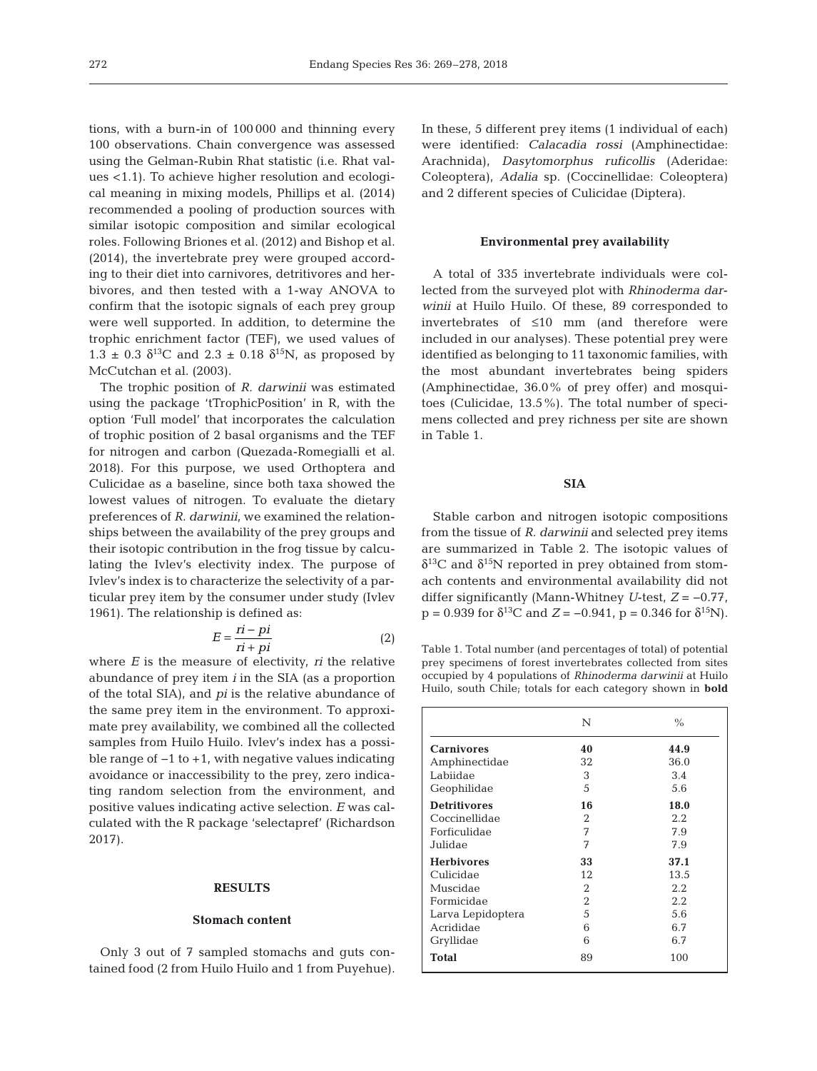tions, with a burn-in of 100 000 and thinning every 100 observations. Chain convergence was assessed using the Gelman-Rubin Rhat statistic (i.e. Rhat values <1.1). To achieve higher resolution and ecological meaning in mixing models, Phillips et al. (2014) recommended a pooling of production sources with similar isotopic composition and similar ecological roles. Following Briones et al. (2012) and Bishop et al. (2014), the invertebrate prey were grouped according to their diet into carnivores, detritivores and herbivores, and then tested with a 1-way ANOVA to confirm that the isotopic signals of each prey group were well supported. In addition, to determine the trophic enrichment factor (TEF), we used values of $1.3 \pm 0.3$ $\delta^{13}$C and $2.3 \pm 0.18$ $\delta^{15}$N, as proposed by McCutchan et al. (2003).

The trophic position of *R. darwinii* was estimated using the package 'tTrophicPosition' in R, with the option 'Full model' that incorporates the calculation of trophic position of 2 basal organisms and the TEF for nitrogen and carbon (Quezada-Romegialli et al. 2018). For this purpose, we used Orthoptera and Culicidae as a baseline, since both taxa showed the lowest values of nitrogen. To evaluate the dietary preferences of *R. darwinii*, we examined the relationships between the availability of the prey groups and their isotopic contribution in the frog tissue by calculating the Ivlev's electivity index. The purpose of Ivlev's index is to characterize the selectivity of a particular prey item by the consumer under study (Ivlev 1961). The relationship is defined as:

$$E = \frac{ri - pi}{ri + pi} \tag{2}$$

where $E$ is the measure of electivity, $ri$ the relative abundance of prey item $i$ in the SIA (as a proportion of the total SIA), and $pi$ is the relative abundance of the same prey item in the environment. To approximate prey availability, we combined all the collected samples from Huilo Huilo. Ivlev's index has a possible range of −1 to +1, with negative values indicating avoidance or inaccessibility to the prey, zero indicating random selection from the environment, and positive values indicating active selection. $E$ was calculated with the R package 'selectapref' (Richardson 2017).

## RESULTS

### Stomach content

Only 3 out of 7 sampled stomachs and guts contained food (2 from Huilo Huilo and 1 from Puyehue). In these, 5 different prey items (1 individual of each) were identified: *Calacadia rossi* (Amphinectidae: Arachnida), *Dasytomorphus ruficollis* (Aderidae: Coleoptera), *Adalia* sp. (Coccinellidae: Coleoptera) and 2 different species of Culicidae (Diptera).

### Environmental prey availability

A total of 335 invertebrate individuals were collected from the surveyed plot with *Rhinoderma darwinii* at Huilo Huilo. Of these, 89 corresponded to invertebrates of ≤10 mm (and therefore were included in our analyses). These potential prey were identified as belonging to 11 taxonomic families, with the most abundant invertebrates being spiders (Amphinectidae, 36.0% of prey offer) and mosquitoes (Culicidae, 13.5%). The total number of specimens collected and prey richness per site are shown in Table 1.

### SIA

Stable carbon and nitrogen isotopic compositions from the tissue of *R. darwinii* and selected prey items are summarized in Table 2. The isotopic values of $\delta^{13}$C and $\delta^{15}$N reported in prey obtained from stomach contents and environmental availability did not differ significantly (Mann-Whitney $U$-test, $Z = -0.77$, $p = 0.939$ for $\delta^{13}$C and $Z = -0.941$, $p = 0.346$ for $\delta^{15}$N).

Table 1. Total number (and percentages of total) of potential prey specimens of forest invertebrates collected from sites occupied by 4 populations of *Rhinoderma darwinii* at Huilo Huilo, south Chile; totals for each category shown in **bold**

| | N | % |
|---|---|---|
| **Carnivores** | **40** | **44.9** |
| Amphinectidae | 32 | 36.0 |
| Labiidae | 3 | 3.4 |
| Geophilidae | 5 | 5.6 |
| **Detritivores** | **16** | **18.0** |
| Coccinellidae | 2 | 2.2 |
| Forficulidae | 7 | 7.9 |
| Julidae | 7 | 7.9 |
| **Herbivores** | **33** | **37.1** |
| Culicidae | 12 | 13.5 |
| Muscidae | 2 | 2.2 |
| Formicidae | 2 | 2.2 |
| Larva Lepidoptera | 5 | 5.6 |
| Acrididae | 6 | 6.7 |
| Gryllidae | 6 | 6.7 |
| **Total** | 89 | 100 |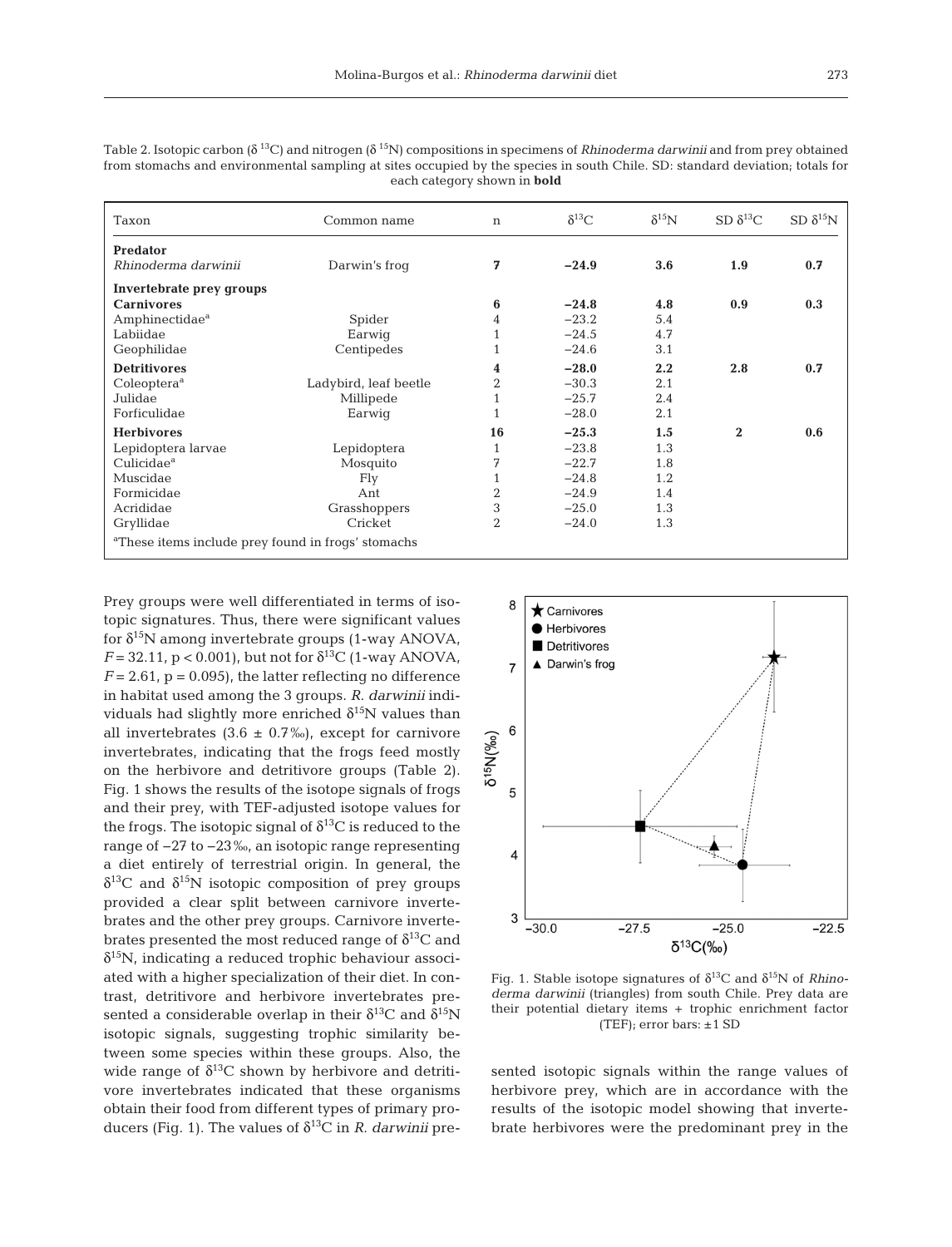Table 2. Isotopic carbon ($\delta^{13}C$) and nitrogen ($\delta^{15}N$) compositions in specimens of *Rhinoderma darwinii* and from prey obtained from stomachs and environmental sampling at sites occupied by the species in south Chile. SD: standard deviation; totals for each category shown in **bold**

| Taxon | Common name | n | $\delta^{13}C$ | $\delta^{15}N$ | SD $\delta^{13}C$ | SD $\delta^{15}N$ |
|---|---|---|---|---|---|---|
| **Predator** | | | | | | |
| *Rhinoderma darwinii* | Darwin's frog | **7** | **−24.9** | **3.6** | **1.9** | **0.7** |
| **Invertebrate prey groups** | | | | | | |
| **Carnivores** | | **6** | **−24.8** | **4.8** | **0.9** | **0.3** |
| Amphinectidae[a] | Spider | 4 | −23.2 | 5.4 | | |
| Labiidae | Earwig | 1 | −24.5 | 4.7 | | |
| Geophilidae | Centipedes | 1 | −24.6 | 3.1 | | |
| **Detritivores** | | **4** | **−28.0** | **2.2** | **2.8** | **0.7** |
| Coleoptera[a] | Ladybird, leaf beetle | 2 | −30.3 | 2.1 | | |
| Julidae | Millipede | 1 | −25.7 | 2.4 | | |
| Forficulidae | Earwig | 1 | −28.0 | 2.1 | | |
| **Herbivores** | | **16** | **−25.3** | **1.5** | **2** | **0.6** |
| Lepidoptera larvae | Lepidoptera | 1 | −23.8 | 1.3 | | |
| Culicidae[a] | Mosquito | 7 | −22.7 | 1.8 | | |
| Muscidae | Fly | 1 | −24.8 | 1.2 | | |
| Formicidae | Ant | 2 | −24.9 | 1.4 | | |
| Acrididae | Grasshoppers | 3 | −25.0 | 1.3 | | |
| Gryllidae | Cricket | 2 | −24.0 | 1.3 | | |

[a]These items include prey found in frogs' stomachs

Prey groups were well differentiated in terms of isotopic signatures. Thus, there were significant values for $\delta^{15}N$ among invertebrate groups (1-way ANOVA, $F = 32.11$, $p < 0.001$), but not for $\delta^{13}C$ (1-way ANOVA, $F = 2.61$, $p = 0.095$), the latter reflecting no difference in habitat used among the 3 groups. *R. darwinii* individuals had slightly more enriched $\delta^{15}N$ values than all invertebrates (3.6 ± 0.7‰), except for carnivore invertebrates, indicating that the frogs feed mostly on the herbivore and detritivore groups (Table 2). Fig. 1 shows the results of the isotope signals of frogs and their prey, with TEF-adjusted isotope values for the frogs. The isotopic signal of $\delta^{13}C$ is reduced to the range of −27 to −23‰, an isotopic range representing a diet entirely of terrestrial origin. In general, the $\delta^{13}C$ and $\delta^{15}N$ isotopic composition of prey groups provided a clear split between carnivore invertebrates and the other prey groups. Carnivore invertebrates presented the most reduced range of $\delta^{13}C$ and $\delta^{15}N$, indicating a reduced trophic behaviour associated with a higher specialization of their diet. In contrast, detritivore and herbivore invertebrates presented a considerable overlap in their $\delta^{13}C$ and $\delta^{15}N$ isotopic signals, suggesting trophic similarity between some species within these groups. Also, the wide range of $\delta^{13}C$ shown by herbivore and detritivore invertebrates indicated that these organisms obtain their food from different types of primary producers (Fig. 1). The values of $\delta^{13}C$ in *R. darwinii* presented isotopic signals within the range values of herbivore prey, which are in accordance with the results of the isotopic model showing that invertebrate herbivores were the predominant prey in the

Fig. 1. Stable isotope signatures of $\delta^{13}C$ and $\delta^{15}N$ of *Rhinoderma darwinii* (triangles) from south Chile. Prey data are their potential dietary items + trophic enrichment factor (TEF); error bars: ±1 SD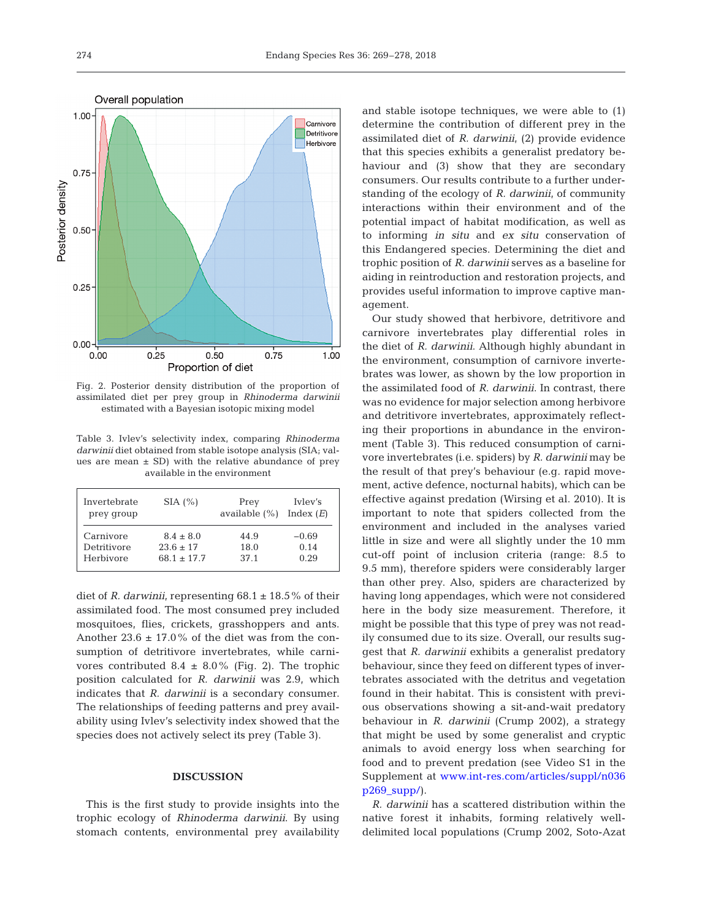Fig. 2. Posterior density distribution of the proportion of assimilated diet per prey group in *Rhinoderma darwinii* estimated with a Bayesian isotopic mixing model

Table 3. Ivlev's selectivity index, comparing *Rhinoderma darwinii* diet obtained from stable isotope analysis (SIA; values are mean ± SD) with the relative abundance of prey available in the environment

| Invertebrate prey group | SIA (%) | Prey available (%) | Ivlev's Index (*E*) |
|---|---|---|---|
| Carnivore | 8.4 ± 8.0 | 44.9 | −0.69 |
| Detritivore | 23.6 ± 17 | 18.0 | 0.14 |
| Herbivore | 68.1 ± 17.7 | 37.1 | 0.29 |

diet of *R. darwinii*, representing 68.1 ± 18.5% of their assimilated food. The most consumed prey included mosquitoes, flies, crickets, grasshoppers and ants. Another 23.6 ± 17.0% of the diet was from the consumption of detritivore invertebrates, while carnivores contributed 8.4 ± 8.0% (Fig. 2). The trophic position calculated for *R. darwinii* was 2.9, which indicates that *R. darwinii* is a secondary consumer. The relationships of feeding patterns and prey availability using Ivlev's selectivity index showed that the species does not actively select its prey (Table 3).

## DISCUSSION

This is the first study to provide insights into the trophic ecology of *Rhinoderma darwinii*. By using stomach contents, environmental prey availability and stable isotope techniques, we were able to (1) determine the contribution of different prey in the assimilated diet of *R. darwinii*, (2) provide evidence that this species exhibits a generalist predatory behaviour and (3) show that they are secondary consumers. Our results contribute to a further understanding of the ecology of *R. darwinii*, of community interactions within their environment and of the potential impact of habitat modification, as well as to informing *in situ* and *ex situ* conservation of this Endangered species. Determining the diet and trophic position of *R. darwinii* serves as a baseline for aiding in reintroduction and restoration projects, and provides useful information to improve captive management.

Our study showed that herbivore, detritivore and carnivore invertebrates play differential roles in the diet of *R. darwinii*. Although highly abundant in the environment, consumption of carnivore invertebrates was lower, as shown by the low proportion in the assimilated food of *R. darwinii*. In contrast, there was no evidence for major selection among herbivore and detritivore invertebrates, approximately reflecting their proportions in abundance in the environment (Table 3). This reduced consumption of carnivore invertebrates (i.e. spiders) by *R. darwinii* may be the result of that prey's behaviour (e.g. rapid movement, active defence, nocturnal habits), which can be effective against predation (Wirsing et al. 2010). It is important to note that spiders collected from the environment and included in the analyses varied little in size and were all slightly under the 10 mm cut-off point of inclusion criteria (range: 8.5 to 9.5 mm), therefore spiders were considerably larger than other prey. Also, spiders are characterized by having long appendages, which were not considered here in the body size measurement. Therefore, it might be possible that this type of prey was not readily consumed due to its size. Overall, our results suggest that *R. darwinii* exhibits a generalist predatory behaviour, since they feed on different types of invertebrates associated with the detritus and vegetation found in their habitat. This is consistent with previous observations showing a sit-and-wait predatory behaviour in *R. darwinii* (Crump 2002), a strategy that might be used by some generalist and cryptic animals to avoid energy loss when searching for food and to prevent predation (see Video S1 in the Supplement at www.int-res.com/articles/suppl/n036p269_supp/).

*R. darwinii* has a scattered distribution within the native forest it inhabits, forming relatively well-delimited local populations (Crump 2002, Soto-Azat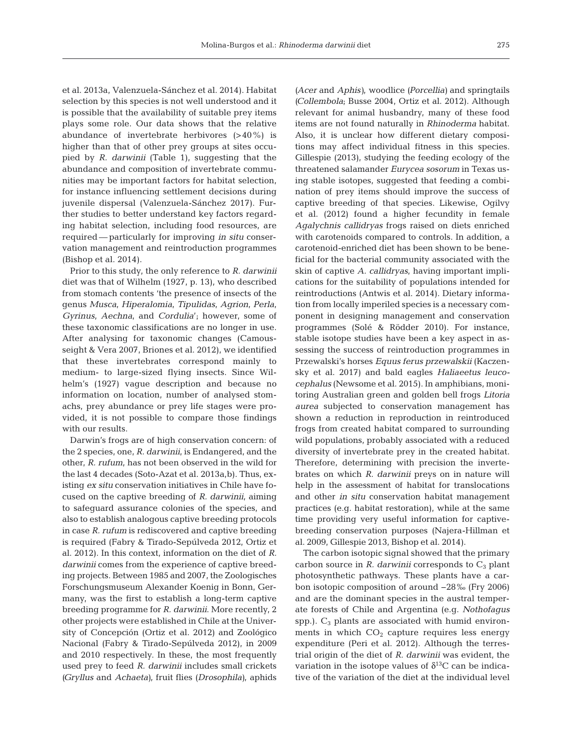et al. 2013a, Valenzuela-Sánchez et al. 2014). Habitat selection by this species is not well understood and it is possible that the availability of suitable prey items plays some role. Our data shows that the relative abundance of invertebrate herbivores (>40%) is higher than that of other prey groups at sites occupied by *R. darwinii* (Table 1), suggesting that the abundance and composition of invertebrate communities may be important factors for habitat selection, for instance influencing settlement decisions during juvenile dispersal (Valenzuela-Sánchez 2017). Further studies to better understand key factors regarding habitat selection, including food resources, are required — particularly for improving *in situ* conservation management and reintroduction programmes (Bishop et al. 2014).

Prior to this study, the only reference to *R. darwinii* diet was that of Wilhelm (1927, p. 13), who described from stomach contents 'the presence of insects of the genus *Musca*, *Hiperalomia*, *Tipulidas*, *Agrion*, *Perla*, *Gyrinus*, *Aechna*, and *Cordulia*'; however, some of these taxonomic classifications are no longer in use. After analysing for taxonomic changes (Camousseight & Vera 2007, Briones et al. 2012), we identified that these invertebrates correspond mainly to medium- to large-sized flying insects. Since Wilhelm's (1927) vague description and because no information on location, number of analysed stomachs, prey abundance or prey life stages were provided, it is not possible to compare those findings with our results.

Darwin's frogs are of high conservation concern: of the 2 species, one, *R. darwinii*, is Endangered, and the other, *R. rufum*, has not been observed in the wild for the last 4 decades (Soto-Azat et al. 2013a,b). Thus, existing *ex situ* conservation initiatives in Chile have focused on the captive breeding of *R. darwinii*, aiming to safeguard assurance colonies of the species, and also to establish analogous captive breeding protocols in case *R. rufum* is rediscovered and captive breeding is required (Fabry & Tirado-Sepúlveda 2012, Ortiz et al. 2012). In this context, information on the diet of *R. darwinii* comes from the experience of captive breeding projects. Between 1985 and 2007, the Zoologisches Forschungsmuseum Alexander Koenig in Bonn, Germany, was the first to establish a long-term captive breeding programme for *R. darwinii*. More recently, 2 other projects were established in Chile at the University of Concepción (Ortiz et al. 2012) and Zoológico Nacional (Fabry & Tirado-Sepúlveda 2012), in 2009 and 2010 respectively. In these, the most frequently used prey to feed *R. darwinii* includes small crickets (*Gryllus* and *Achaeta*), fruit flies (*Drosophila*), aphids (*Acer* and *Aphis*), woodlice (*Porcellia*) and springtails (*Collembola*; Busse 2004, Ortiz et al. 2012). Although relevant for animal husbandry, many of these food items are not found naturally in *Rhinoderma* habitat. Also, it is unclear how different dietary compositions may affect individual fitness in this species. Gillespie (2013), studying the feeding ecology of the threatened salamander *Eurycea sosorum* in Texas using stable isotopes, suggested that feeding a combination of prey items should improve the success of captive breeding of that species. Likewise, Ogilvy et al. (2012) found a higher fecundity in female *Agalychnis callidryas* frogs raised on diets enriched with carotenoids compared to controls. In addition, a carotenoid-enriched diet has been shown to be beneficial for the bacterial community associated with the skin of captive *A. callidryas*, having important implications for the suitability of populations intended for reintroductions (Antwis et al. 2014). Dietary information from locally imperiled species is a necessary component in designing management and conservation programmes (Solé & Rödder 2010). For instance, stable isotope studies have been a key aspect in assessing the success of reintroduction programmes in Przewalski's horses *Equus ferus przewalskii* (Kaczensky et al. 2017) and bald eagles *Haliaeetus leucocephalus* (Newsome et al. 2015). In amphibians, monitoring Australian green and golden bell frogs *Litoria aurea* subjected to conservation management has shown a reduction in reproduction in reintroduced frogs from created habitat compared to surrounding wild populations, probably associated with a reduced diversity of invertebrate prey in the created habitat. Therefore, determining with precision the invertebrates on which *R. darwinii* preys on in nature will help in the assessment of habitat for translocations and other *in situ* conservation habitat management practices (e.g. habitat restoration), while at the same time providing very useful information for captive-breeding conservation purposes (Najera-Hillman et al. 2009, Gillespie 2013, Bishop et al. 2014).

The carbon isotopic signal showed that the primary carbon source in *R. darwinii* corresponds to $C_3$ plant photosynthetic pathways. These plants have a carbon isotopic composition of around −28‰ (Fry 2006) and are the dominant species in the austral temperate forests of Chile and Argentina (e.g. *Nothofagus* spp.). $C_3$ plants are associated with humid environments in which $CO_2$ capture requires less energy expenditure (Peri et al. 2012). Although the terrestrial origin of the diet of *R. darwinii* was evident, the variation in the isotope values of $\delta^{13}C$ can be indicative of the variation of the diet at the individual level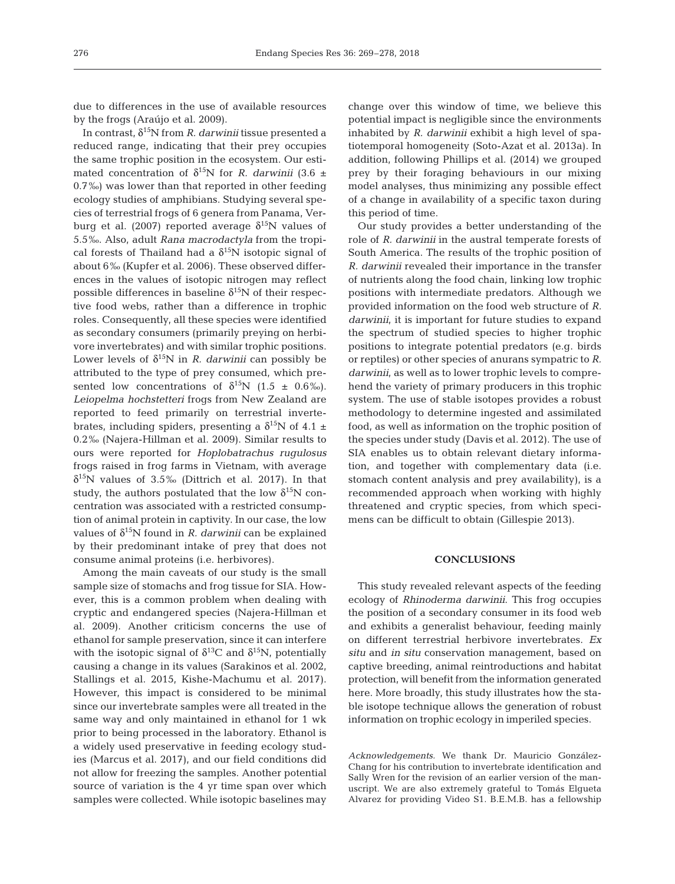due to differences in the use of available resources by the frogs (Araújo et al. 2009).

In contrast, $\delta^{15}N$ from *R. darwinii* tissue presented a reduced range, indicating that their prey occupies the same trophic position in the ecosystem. Our estimated concentration of $\delta^{15}N$ for *R. darwinii* (3.6 ± 0.7‰) was lower than that reported in other feeding ecology studies of amphibians. Studying several species of terrestrial frogs of 6 genera from Panama, Verburg et al. (2007) reported average $\delta^{15}N$ values of 5.5‰. Also, adult *Rana macrodactyla* from the tropical forests of Thailand had a $\delta^{15}N$ isotopic signal of about 6‰ (Kupfer et al. 2006). These observed differences in the values of isotopic nitrogen may reflect possible differences in baseline $\delta^{15}N$ of their respective food webs, rather than a difference in trophic roles. Consequently, all these species were identified as secondary consumers (primarily preying on herbivore invertebrates) and with similar trophic positions. Lower levels of $\delta^{15}N$ in *R. darwinii* can possibly be attributed to the type of prey consumed, which presented low concentrations of $\delta^{15}N$ (1.5 ± 0.6‰). *Leiopelma hochstetteri* frogs from New Zealand are reported to feed primarily on terrestrial invertebrates, including spiders, presenting a $\delta^{15}N$ of 4.1 ± 0.2‰ (Najera-Hillman et al. 2009). Similar results to ours were reported for *Hoplobatrachus rugulosus* frogs raised in frog farms in Vietnam, with average $\delta^{15}N$ values of 3.5‰ (Dittrich et al. 2017). In that study, the authors postulated that the low $\delta^{15}N$ concentration was associated with a restricted consumption of animal protein in captivity. In our case, the low values of $\delta^{15}N$ found in *R. darwinii* can be explained by their predominant intake of prey that does not consume animal proteins (i.e. herbivores).

Among the main caveats of our study is the small sample size of stomachs and frog tissue for SIA. However, this is a common problem when dealing with cryptic and endangered species (Najera-Hillman et al. 2009). Another criticism concerns the use of ethanol for sample preservation, since it can interfere with the isotopic signal of $\delta^{13}C$ and $\delta^{15}N$, potentially causing a change in its values (Sarakinos et al. 2002, Stallings et al. 2015, Kishe-Machumu et al. 2017). However, this impact is considered to be minimal since our invertebrate samples were all treated in the same way and only maintained in ethanol for 1 wk prior to being processed in the laboratory. Ethanol is a widely used preservative in feeding ecology studies (Marcus et al. 2017), and our field conditions did not allow for freezing the samples. Another potential source of variation is the 4 yr time span over which samples were collected. While isotopic baselines may change over this window of time, we believe this potential impact is negligible since the environments inhabited by *R. darwinii* exhibit a high level of spatiotemporal homogeneity (Soto-Azat et al. 2013a). In addition, following Phillips et al. (2014) we grouped prey by their foraging behaviours in our mixing model analyses, thus minimizing any possible effect of a change in availability of a specific taxon during this period of time.

Our study provides a better understanding of the role of *R. darwinii* in the austral temperate forests of South America. The results of the trophic position of *R. darwinii* revealed their importance in the transfer of nutrients along the food chain, linking low trophic positions with intermediate predators. Although we provided information on the food web structure of *R. darwinii*, it is important for future studies to expand the spectrum of studied species to higher trophic positions to integrate potential predators (e.g. birds or reptiles) or other species of anurans sympatric to *R. darwinii*, as well as to lower trophic levels to comprehend the variety of primary producers in this trophic system. The use of stable isotopes provides a robust methodology to determine ingested and assimilated food, as well as information on the trophic position of the species under study (Davis et al. 2012). The use of SIA enables us to obtain relevant dietary information, and together with complementary data (i.e. stomach content analysis and prey availability), is a recommended approach when working with highly threatened and cryptic species, from which specimens can be difficult to obtain (Gillespie 2013).

## CONCLUSIONS

This study revealed relevant aspects of the feeding ecology of *Rhinoderma darwinii*. This frog occupies the position of a secondary consumer in its food web and exhibits a generalist behaviour, feeding mainly on different terrestrial herbivore invertebrates. *Ex situ* and *in situ* conservation management, based on captive breeding, animal reintroductions and habitat protection, will benefit from the information generated here. More broadly, this study illustrates how the stable isotope technique allows the generation of robust information on trophic ecology in imperiled species.

*Acknowledgements.* We thank Dr. Mauricio González-Chang for his contribution to invertebrate identification and Sally Wren for the revision of an earlier version of the manuscript. We are also extremely grateful to Tomás Elgueta Alvarez for providing Video S1. B.E.M.B. has a fellowship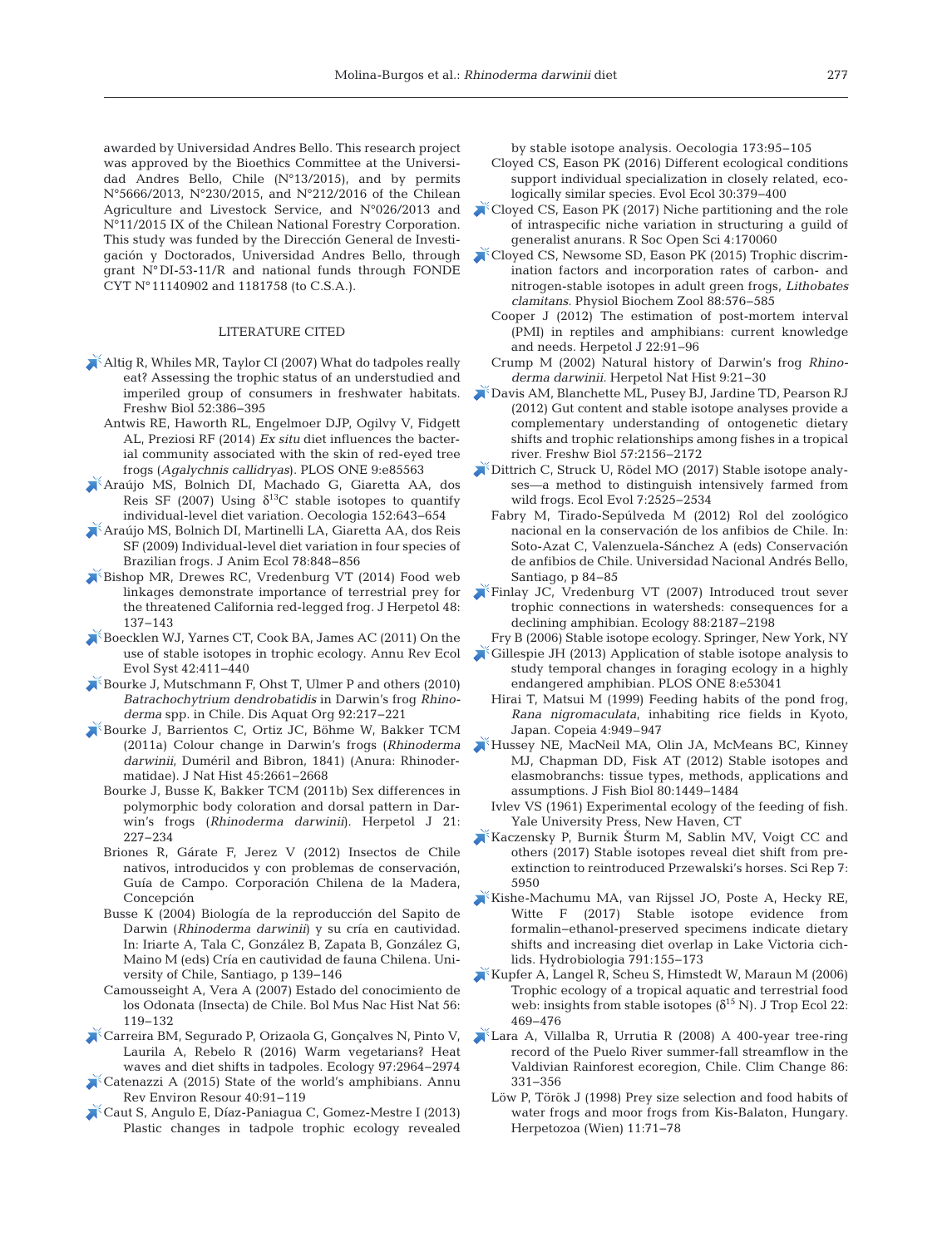awarded by Universidad Andres Bello. This research project was approved by the Bioethics Committee at the Universidad Andres Bello, Chile (N°13/2015), and by permits N°5666/2013, N°230/2015, and N°212/2016 of the Chilean Agriculture and Livestock Service, and N°026/2013 and N°11/2015 IX of the Chilean National Forestry Corporation. This study was funded by the Dirección General de Investigación y Doctorados, Universidad Andres Bello, through grant N°DI-53-11/R and national funds through FONDECYT N°11140902 and 1181758 (to C.S.A.).

## LITERATURE CITED

Altig R, Whiles MR, Taylor CI (2007) What do tadpoles really eat? Assessing the trophic status of an understudied and imperiled group of consumers in freshwater habitats. Freshw Biol 52:386–395

Antwis RE, Haworth RL, Engelmoer DJP, Ogilvy V, Fidgett AL, Preziosi RF (2014) *Ex situ* diet influences the bacterial community associated with the skin of red-eyed tree frogs (*Agalychnis callidryas*). PLOS ONE 9:e85563

Araújo MS, Bolnich DI, Machado G, Giaretta AA, dos Reis SF (2007) Using $\delta^{13}$C stable isotopes to quantify individual-level diet variation. Oecologia 152:643–654

Araújo MS, Bolnich DI, Martinelli LA, Giaretta AA, dos Reis SF (2009) Individual-level diet variation in four species of Brazilian frogs. J Anim Ecol 78:848–856

Bishop MR, Drewes RC, Vredenburg VT (2014) Food web linkages demonstrate importance of terrestrial prey for the threatened California red-legged frog. J Herpetol 48:137–143

Boecklen WJ, Yarnes CT, Cook BA, James AC (2011) On the use of stable isotopes in trophic ecology. Annu Rev Ecol Evol Syst 42:411–440

Bourke J, Mutschmann F, Ohst T, Ulmer P and others (2010) *Batrachochytrium dendrobatidis* in Darwin's frog *Rhinoderma* spp. in Chile. Dis Aquat Org 92:217–221

Bourke J, Barrientos C, Ortiz JC, Böhme W, Bakker TCM (2011a) Colour change in Darwin's frogs (*Rhinoderma darwinii*, Duméril and Bibron, 1841) (Anura: Rhinodermatidae). J Nat Hist 45:2661–2668

Bourke J, Busse K, Bakker TCM (2011b) Sex differences in polymorphic body coloration and dorsal pattern in Darwin's frogs (*Rhinoderma darwinii*). Herpetol J 21:227–234

Briones R, Gárate F, Jerez V (2012) Insectos de Chile nativos, introducidos y con problemas de conservación, Guía de Campo. Corporación Chilena de la Madera, Concepción

Busse K (2004) Biología de la reproducción del Sapito de Darwin (*Rhinoderma darwinii*) y su cría en cautividad. In: Iriarte A, Tala C, González B, Zapata B, González G, Maino M (eds) Cría en cautividad de fauna Chilena. University of Chile, Santiago, p 139–146

Camousseight A, Vera A (2007) Estado del conocimiento de los Odonata (Insecta) de Chile. Bol Mus Nac Hist Nat 56:119–132

Carreira BM, Segurado P, Orizaola G, Gonçalves N, Pinto V, Laurila A, Rebelo R (2016) Warm vegetarians? Heat waves and diet shifts in tadpoles. Ecology 97:2964–2974

Catenazzi A (2015) State of the world's amphibians. Annu Rev Environ Resour 40:91–119

Caut S, Angulo E, Díaz-Paniagua C, Gomez-Mestre I (2013) Plastic changes in tadpole trophic ecology revealed by stable isotope analysis. Oecologia 173:95–105

Cloyed CS, Eason PK (2016) Different ecological conditions support individual specialization in closely related, ecologically similar species. Evol Ecol 30:379–400

Cloyed CS, Eason PK (2017) Niche partitioning and the role of intraspecific niche variation in structuring a guild of generalist anurans. R Soc Open Sci 4:170060

Cloyed CS, Newsome SD, Eason PK (2015) Trophic discrimination factors and incorporation rates of carbon- and nitrogen-stable isotopes in adult green frogs, *Lithobates clamitans*. Physiol Biochem Zool 88:576–585

Cooper J (2012) The estimation of post-mortem interval (PMI) in reptiles and amphibians: current knowledge and needs. Herpetol J 22:91–96

Crump M (2002) Natural history of Darwin's frog *Rhinoderma darwinii*. Herpetol Nat Hist 9:21–30

Davis AM, Blanchette ML, Pusey BJ, Jardine TD, Pearson RJ (2012) Gut content and stable isotope analyses provide a complementary understanding of ontogenetic dietary shifts and trophic relationships among fishes in a tropical river. Freshw Biol 57:2156–2172

Dittrich C, Struck U, Rödel MO (2017) Stable isotope analyses—a method to distinguish intensively farmed from wild frogs. Ecol Evol 7:2525–2534

Fabry M, Tirado-Sepúlveda M (2012) Rol del zoológico nacional en la conservación de los anfibios de Chile. In: Soto-Azat C, Valenzuela-Sánchez A (eds) Conservación de anfibios de Chile. Universidad Nacional Andrés Bello, Santiago, p 84–85

Finlay JC, Vredenburg VT (2007) Introduced trout sever trophic connections in watersheds: consequences for a declining amphibian. Ecology 88:2187–2198

Fry B (2006) Stable isotope ecology. Springer, New York, NY

Gillespie JH (2013) Application of stable isotope analysis to study temporal changes in foraging ecology in a highly endangered amphibian. PLOS ONE 8:e53041

Hirai T, Matsui M (1999) Feeding habits of the pond frog, *Rana nigromaculata*, inhabiting rice fields in Kyoto, Japan. Copeia 4:949–947

Hussey NE, MacNeil MA, Olin JA, McMeans BC, Kinney MJ, Chapman DD, Fisk AT (2012) Stable isotopes and elasmobranchs: tissue types, methods, applications and assumptions. J Fish Biol 80:1449–1484

Ivlev VS (1961) Experimental ecology of the feeding of fish. Yale University Press, New Haven, CT

Kaczensky P, Burnik Šturm M, Sablin MV, Voigt CC and others (2017) Stable isotopes reveal diet shift from pre-extinction to reintroduced Przewalski's horses. Sci Rep 7:5950

Kishe-Machumu MA, van Rijssel JO, Poste A, Hecky RE, Witte F (2017) Stable isotope evidence from formalin–ethanol-preserved specimens indicate dietary shifts and increasing diet overlap in Lake Victoria cichlids. Hydrobiologia 791:155–173

Kupfer A, Langel R, Scheu S, Himstedt W, Maraun M (2006) Trophic ecology of a tropical aquatic and terrestrial food web: insights from stable isotopes ($\delta^{15}$N). J Trop Ecol 22:469–476

Lara A, Villalba R, Urrutia R (2008) A 400-year tree-ring record of the Puelo River summer-fall streamflow in the Valdivian Rainforest ecoregion, Chile. Clim Change 86:331–356

Löw P, Török J (1998) Prey size selection and food habits of water frogs and moor frogs from Kis-Balaton, Hungary. Herpetozoa (Wien) 11:71–78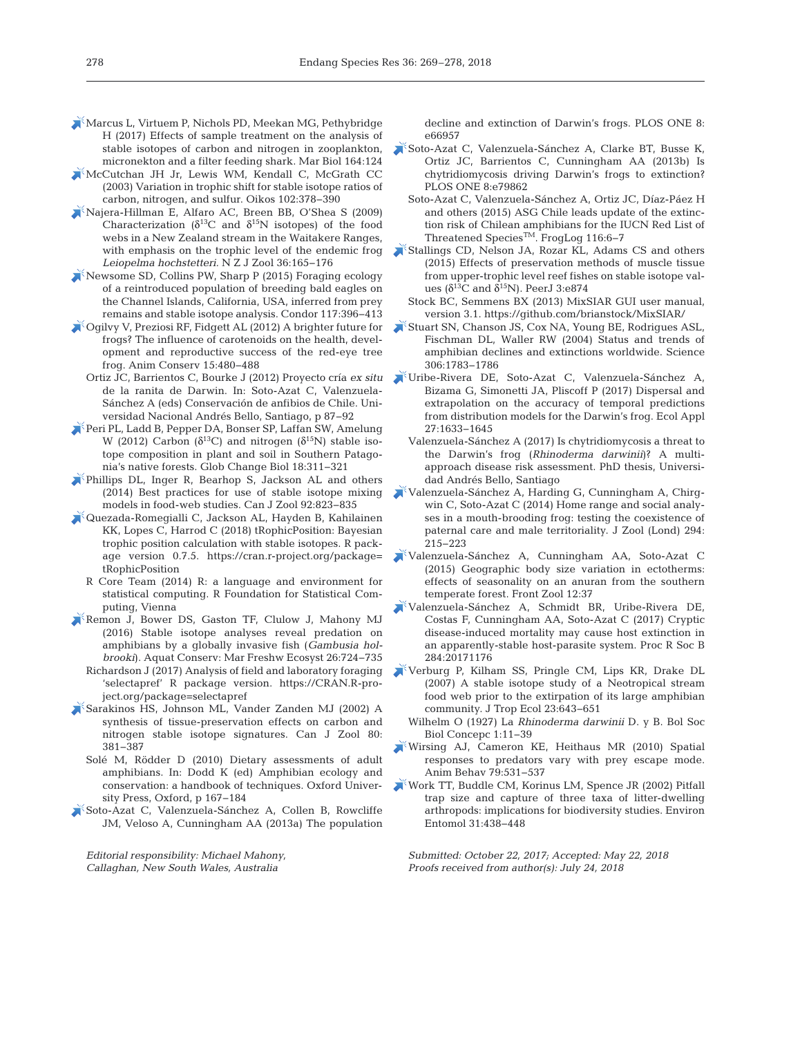Marcus L, Virtuem P, Nichols PD, Meekan MG, Pethybridge H (2017) Effects of sample treatment on the analysis of stable isotopes of carbon and nitrogen in zooplankton, micronekton and a filter feeding shark. Mar Biol 164:124

McCutchan JH Jr, Lewis WM, Kendall C, McGrath CC (2003) Variation in trophic shift for stable isotope ratios of carbon, nitrogen, and sulfur. Oikos 102:378−390

Najera-Hillman E, Alfaro AC, Breen BB, O'Shea S (2009) Characterization ($\delta^{13}$C and $\delta^{15}$N isotopes) of the food webs in a New Zealand stream in the Waitakere Ranges, with emphasis on the trophic level of the endemic frog *Leiopelma hochstetteri.* N Z J Zool 36:165−176

Newsome SD, Collins PW, Sharp P (2015) Foraging ecology of a reintroduced population of breeding bald eagles on the Channel Islands, California, USA, inferred from prey remains and stable isotope analysis. Condor 117:396−413

Ogilvy V, Preziosi RF, Fidgett AL (2012) A brighter future for frogs? The influence of carotenoids on the health, development and reproductive success of the red-eye tree frog. Anim Conserv 15:480−488

Ortiz JC, Barrientos C, Bourke J (2012) Proyecto cría *ex situ* de la ranita de Darwin. In: Soto-Azat C, Valenzuela-Sánchez A (eds) Conservación de anfibios de Chile. Universidad Nacional Andrés Bello, Santiago, p 87−92

Peri PL, Ladd B, Pepper DA, Bonser SP, Laffan SW, Amelung W (2012) Carbon ($\delta^{13}$C) and nitrogen ($\delta^{15}$N) stable isotope composition in plant and soil in Southern Patagonia's native forests. Glob Change Biol 18:311−321

Phillips DL, Inger R, Bearhop S, Jackson AL and others (2014) Best practices for use of stable isotope mixing models in food-web studies. Can J Zool 92:823−835

Quezada-Romegialli C, Jackson AL, Hayden B, Kahilainen KK, Lopes C, Harrod C (2018) tRophicPosition: Bayesian trophic position calculation with stable isotopes. R package version 0.7.5. https://cran.r-project.org/package=tRophicPosition

R Core Team (2014) R: a language and environment for statistical computing. R Foundation for Statistical Computing, Vienna

Remon J, Bower DS, Gaston TF, Clulow J, Mahony MJ (2016) Stable isotope analyses reveal predation on amphibians by a globally invasive fish (*Gambusia holbrooki*). Aquat Conserv: Mar Freshw Ecosyst 26:724−735

Richardson J (2017) Analysis of field and laboratory foraging 'selectapref' R package version. https://CRAN.R-project.org/package=selectapref

Sarakinos HS, Johnson ML, Vander Zanden MJ (2002) A synthesis of tissue-preservation effects on carbon and nitrogen stable isotope signatures. Can J Zool 80:381−387

Solé M, Rödder D (2010) Dietary assessments of adult amphibians. In: Dodd K (ed) Amphibian ecology and conservation: a handbook of techniques. Oxford University Press, Oxford, p 167−184

Soto-Azat C, Valenzuela-Sánchez A, Collen B, Rowcliffe JM, Veloso A, Cunningham AA (2013a) The population decline and extinction of Darwin's frogs. PLOS ONE 8:e66957

Soto-Azat C, Valenzuela-Sánchez A, Clarke BT, Busse K, Ortiz JC, Barrientos C, Cunningham AA (2013b) Is chytridiomycosis driving Darwin's frogs to extinction? PLOS ONE 8:e79862

Soto-Azat C, Valenzuela-Sánchez A, Ortiz JC, Díaz-Páez H and others (2015) ASG Chile leads update of the extinction risk of Chilean amphibians for the IUCN Red List of Threatened Species™. FrogLog 116:6−7

Stallings CD, Nelson JA, Rozar KL, Adams CS and others (2015) Effects of preservation methods of muscle tissue from upper-trophic level reef fishes on stable isotope values ($\delta^{13}$C and $\delta^{15}$N). PeerJ 3:e874

Stock BC, Semmens BX (2013) MixSIAR GUI user manual, version 3.1. https://github.com/brianstock/MixSIAR/

Stuart SN, Chanson JS, Cox NA, Young BE, Rodrigues ASL, Fischman DL, Waller RW (2004) Status and trends of amphibian declines and extinctions worldwide. Science 306:1783−1786

Uribe-Rivera DE, Soto-Azat C, Valenzuela-Sánchez A, Bizama G, Simonetti JA, Pliscoff P (2017) Dispersal and extrapolation on the accuracy of temporal predictions from distribution models for the Darwin's frog. Ecol Appl 27:1633−1645

Valenzuela-Sánchez A (2017) Is chytridiomycosis a threat to the Darwin's frog (*Rhinoderma darwinii*)? A multi-approach disease risk assessment. PhD thesis, Universidad Andrés Bello, Santiago

Valenzuela-Sánchez A, Harding G, Cunningham A, Chirgwin C, Soto-Azat C (2014) Home range and social analyses in a mouth-brooding frog: testing the coexistence of paternal care and male territoriality. J Zool (Lond) 294:215−223

Valenzuela-Sánchez A, Cunningham AA, Soto-Azat C (2015) Geographic body size variation in ectotherms: effects of seasonality on an anuran from the southern temperate forest. Front Zool 12:37

Valenzuela-Sánchez A, Schmidt BR, Uribe-Rivera DE, Costas F, Cunningham AA, Soto-Azat C (2017) Cryptic disease-induced mortality may cause host extinction in an apparently-stable host-parasite system. Proc R Soc B 284:20171176

Verburg P, Kilham SS, Pringle CM, Lips KR, Drake DL (2007) A stable isotope study of a Neotropical stream food web prior to the extirpation of its large amphibian community. J Trop Ecol 23:643−651

Wilhelm O (1927) La *Rhinoderma darwinii* D. y B. Bol Soc Biol Concepc 1:11−39

Wirsing AJ, Cameron KE, Heithaus MR (2010) Spatial responses to predators vary with prey escape mode. Anim Behav 79:531−537

Work TT, Buddle CM, Korinus LM, Spence JR (2002) Pitfall trap size and capture of three taxa of litter-dwelling arthropods: implications for biodiversity studies. Environ Entomol 31:438−448

*Editorial responsibility: Michael Mahony, Callaghan, New South Wales, Australia*

*Submitted: October 22, 2017; Accepted: May 22, 2018*
*Proofs received from author(s): July 24, 2018*